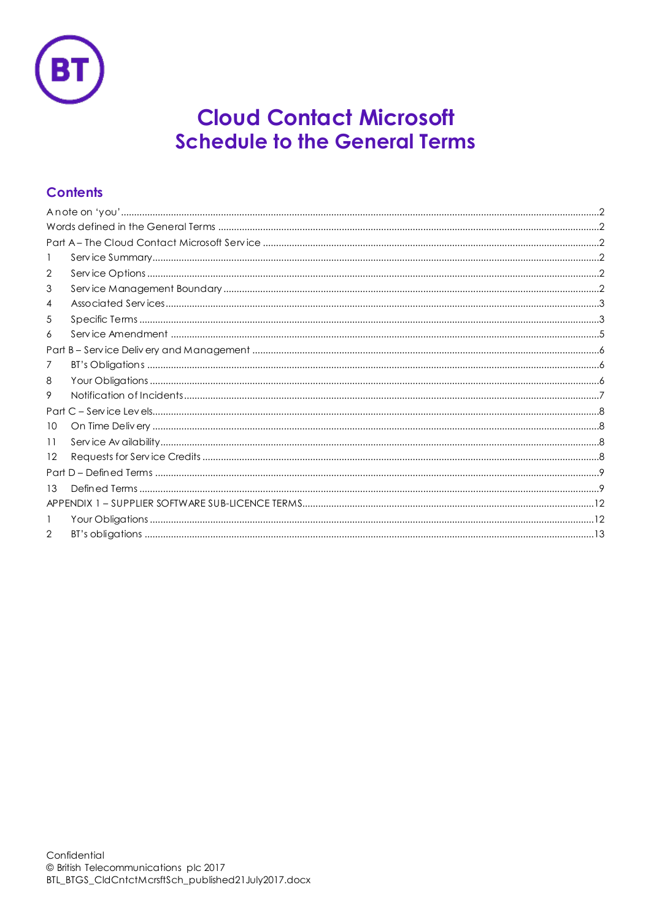# Cloud Contact Microsoft
# Schedule to the General Terms

## Contents

A note on 'you' ........ 2
Words defined in the General Terms ........ 2
Part A – The Cloud Contact Microsoft Service ........ 2
1 Service Summary ........ 2
2 Service Options ........ 2
3 Service Management Boundary ........ 2
4 Associated Services ........ 3
5 Specific Terms ........ 3
6 Service Amendment ........ 5
Part B – Service Delivery and Management ........ 6
7 BT's Obligations ........ 6
8 Your Obligations ........ 6
9 Notification of Incidents ........ 7
Part C – Service Levels ........ 8
10 On Time Delivery ........ 8
11 Service Availability ........ 8
12 Requests for Service Credits ........ 8
Part D – Defined Terms ........ 9
13 Defined Terms ........ 9
APPENDIX 1 – SUPPLIER SOFTWARE SUB-LICENCE TERMS ........ 12
1 Your Obligations ........ 12
2 BT's obligations ........ 13

Confidential
© British Telecommunications plc 2017
BTL_BTGS_CldCntctMcrsftSch_published21July2017.docx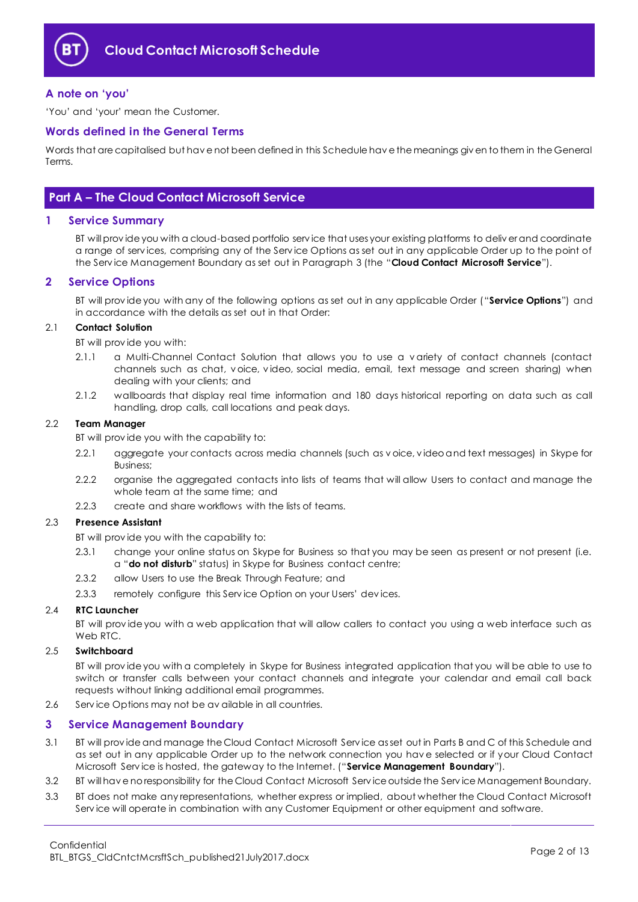## A note on 'you'

'You' and 'your' mean the Customer.

## Words defined in the General Terms

Words that are capitalised but have not been defined in this Schedule have the meanings given to them in the General Terms.

# Part A – The Cloud Contact Microsoft Service

## 1 Service Summary

BT will provide you with a cloud-based portfolio service that uses your existing platforms to deliver and coordinate a range of services, comprising any of the Service Options as set out in any applicable Order up to the point of the Service Management Boundary as set out in Paragraph 3 (the "**Cloud Contact Microsoft Service**").

## 2 Service Options

BT will provide you with any of the following options as set out in any applicable Order ("**Service Options**") and in accordance with the details as set out in that Order:

2.1 **Contact Solution**

BT will provide you with:

2.1.1 a Multi-Channel Contact Solution that allows you to use a variety of contact channels (contact channels such as chat, voice, video, social media, email, text message and screen sharing) when dealing with your clients; and

2.1.2 wallboards that display real time information and 180 days historical reporting on data such as call handling, drop calls, call locations and peak days.

2.2 **Team Manager**

BT will provide you with the capability to:

2.2.1 aggregate your contacts across media channels (such as voice, video and text messages) in Skype for Business;

2.2.2 organise the aggregated contacts into lists of teams that will allow Users to contact and manage the whole team at the same time; and

2.2.3 create and share workflows with the lists of teams.

2.3 **Presence Assistant**

BT will provide you with the capability to:

2.3.1 change your online status on Skype for Business so that you may be seen as present or not present (i.e. a "**do not disturb**" status) in Skype for Business contact centre;

2.3.2 allow Users to use the Break Through Feature; and

2.3.3 remotely configure this Service Option on your Users' devices.

2.4 **RTC Launcher**

BT will provide you with a web application that will allow callers to contact you using a web interface such as Web RTC.

2.5 **Switchboard**

BT will provide you with a completely in Skype for Business integrated application that you will be able to use to switch or transfer calls between your contact channels and integrate your calendar and email call back requests without linking additional email programmes.

2.6 Service Options may not be available in all countries.

## 3 Service Management Boundary

3.1 BT will provide and manage the Cloud Contact Microsoft Service as set out in Parts B and C of this Schedule and as set out in any applicable Order up to the network connection you have selected or if your Cloud Contact Microsoft Service is hosted, the gateway to the Internet. ("**Service Management Boundary**").

3.2 BT will have no responsibility for the Cloud Contact Microsoft Service outside the Service Management Boundary.

3.3 BT does not make any representations, whether express or implied, about whether the Cloud Contact Microsoft Service will operate in combination with any Customer Equipment or other equipment and software.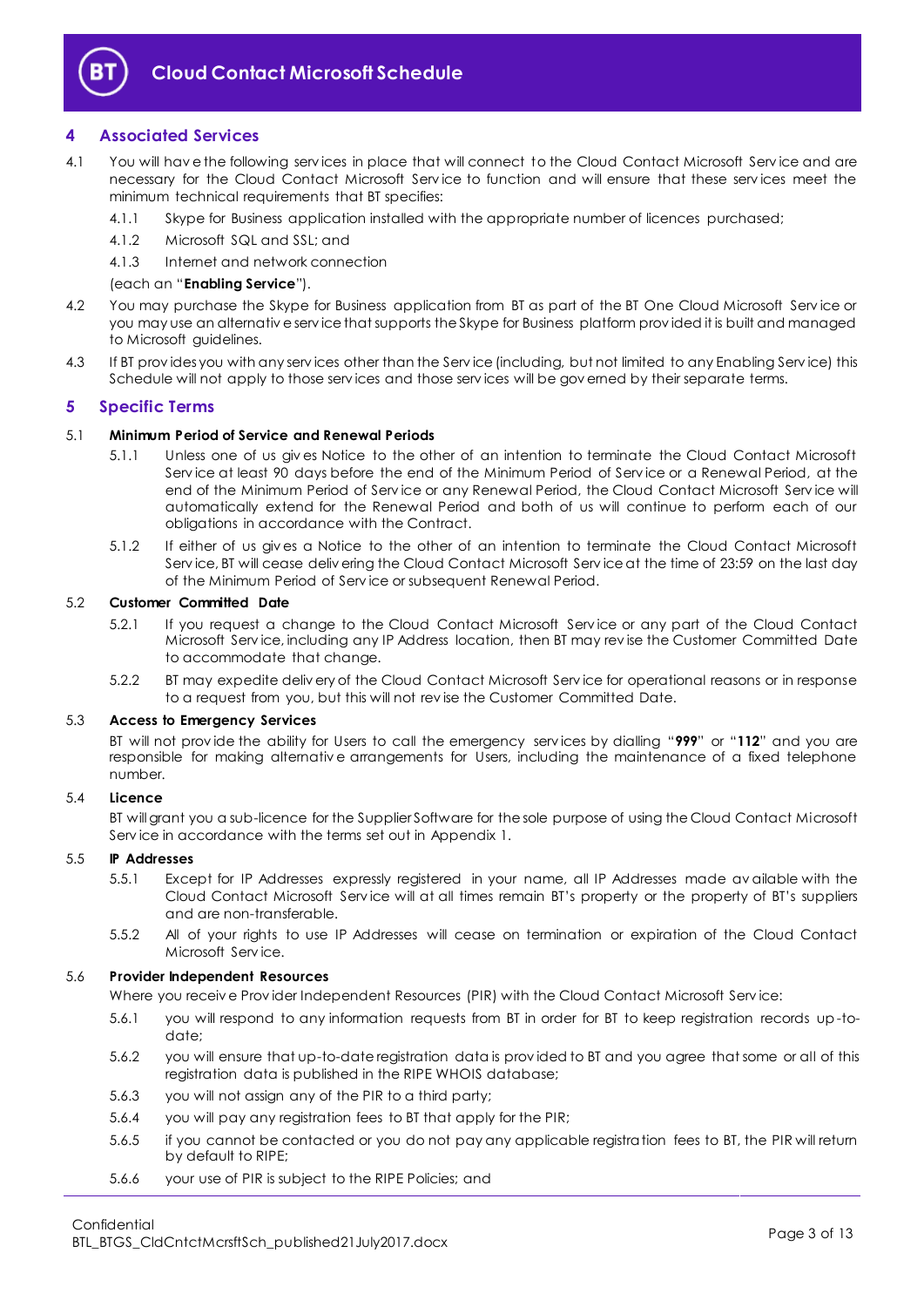## 4 Associated Services

4.1 You will have the following services in place that will connect to the Cloud Contact Microsoft Service and are necessary for the Cloud Contact Microsoft Service to function and will ensure that these services meet the minimum technical requirements that BT specifies:

4.1.1 Skype for Business application installed with the appropriate number of licences purchased;

4.1.2 Microsoft SQL and SSL; and

4.1.3 Internet and network connection

(each an "**Enabling Service**").

4.2 You may purchase the Skype for Business application from BT as part of the BT One Cloud Microsoft Service or you may use an alternative service that supports the Skype for Business platform provided it is built and managed to Microsoft guidelines.

4.3 If BT provides you with any services other than the Service (including, but not limited to any Enabling Service) this Schedule will not apply to those services and those services will be governed by their separate terms.

## 5 Specific Terms

5.1 **Minimum Period of Service and Renewal Periods**

5.1.1 Unless one of us gives Notice to the other of an intention to terminate the Cloud Contact Microsoft Service at least 90 days before the end of the Minimum Period of Service or a Renewal Period, at the end of the Minimum Period of Service or any Renewal Period, the Cloud Contact Microsoft Service will automatically extend for the Renewal Period and both of us will continue to perform each of our obligations in accordance with the Contract.

5.1.2 If either of us gives a Notice to the other of an intention to terminate the Cloud Contact Microsoft Service, BT will cease delivering the Cloud Contact Microsoft Service at the time of 23:59 on the last day of the Minimum Period of Service or subsequent Renewal Period.

5.2 **Customer Committed Date**

5.2.1 If you request a change to the Cloud Contact Microsoft Service or any part of the Cloud Contact Microsoft Service, including any IP Address location, then BT may revise the Customer Committed Date to accommodate that change.

5.2.2 BT may expedite delivery of the Cloud Contact Microsoft Service for operational reasons or in response to a request from you, but this will not revise the Customer Committed Date.

5.3 **Access to Emergency Services**

BT will not provide the ability for Users to call the emergency services by dialling "**999**" or "**112**" and you are responsible for making alternative arrangements for Users, including the maintenance of a fixed telephone number.

5.4 **Licence**

BT will grant you a sub-licence for the Supplier Software for the sole purpose of using the Cloud Contact Microsoft Service in accordance with the terms set out in Appendix 1.

5.5 **IP Addresses**

5.5.1 Except for IP Addresses expressly registered in your name, all IP Addresses made available with the Cloud Contact Microsoft Service will at all times remain BT's property or the property of BT's suppliers and are non-transferable.

5.5.2 All of your rights to use IP Addresses will cease on termination or expiration of the Cloud Contact Microsoft Service.

5.6 **Provider Independent Resources**

Where you receive Provider Independent Resources (PIR) with the Cloud Contact Microsoft Service:

5.6.1 you will respond to any information requests from BT in order for BT to keep registration records up-to-date;

5.6.2 you will ensure that up-to-date registration data is provided to BT and you agree that some or all of this registration data is published in the RIPE WHOIS database;

5.6.3 you will not assign any of the PIR to a third party;

5.6.4 you will pay any registration fees to BT that apply for the PIR;

5.6.5 if you cannot be contacted or you do not pay any applicable registration fees to BT, the PIR will return by default to RIPE;

5.6.6 your use of PIR is subject to the RIPE Policies; and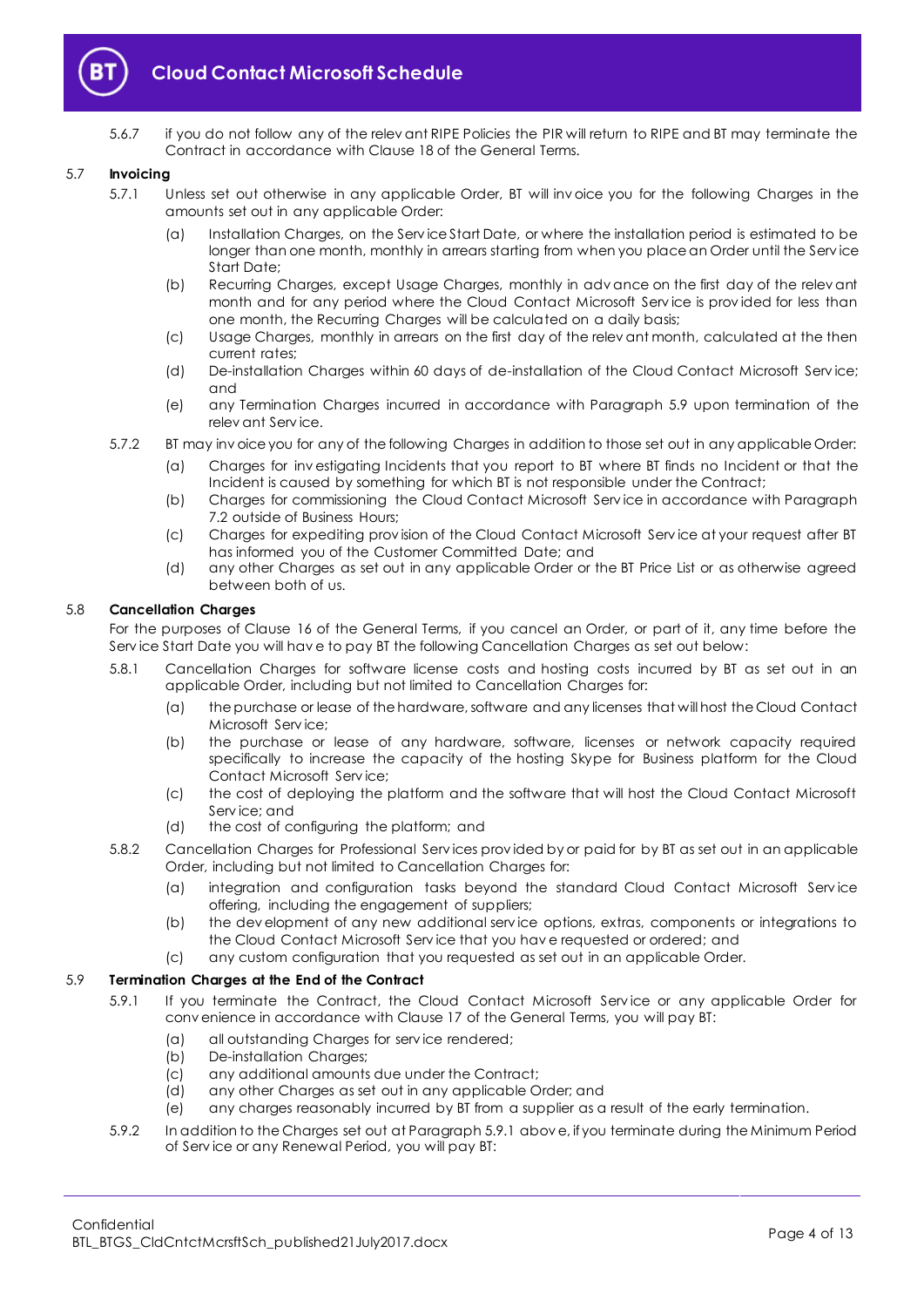5.6.7 if you do not follow any of the relevant RIPE Policies the PIR will return to RIPE and BT may terminate the Contract in accordance with Clause 18 of the General Terms.

### 5.7 Invoicing

5.7.1 Unless set out otherwise in any applicable Order, BT will invoice you for the following Charges in the amounts set out in any applicable Order:

(a) Installation Charges, on the Service Start Date, or where the installation period is estimated to be longer than one month, monthly in arrears starting from when you place an Order until the Service Start Date;

(b) Recurring Charges, except Usage Charges, monthly in advance on the first day of the relevant month and for any period where the Cloud Contact Microsoft Service is provided for less than one month, the Recurring Charges will be calculated on a daily basis;

(c) Usage Charges, monthly in arrears on the first day of the relevant month, calculated at the then current rates;

(d) De-installation Charges within 60 days of de-installation of the Cloud Contact Microsoft Service; and

(e) any Termination Charges incurred in accordance with Paragraph 5.9 upon termination of the relevant Service.

5.7.2 BT may invoice you for any of the following Charges in addition to those set out in any applicable Order:

(a) Charges for investigating Incidents that you report to BT where BT finds no Incident or that the Incident is caused by something for which BT is not responsible under the Contract;

(b) Charges for commissioning the Cloud Contact Microsoft Service in accordance with Paragraph 7.2 outside of Business Hours;

(c) Charges for expediting provision of the Cloud Contact Microsoft Service at your request after BT has informed you of the Customer Committed Date; and

(d) any other Charges as set out in any applicable Order or the BT Price List or as otherwise agreed between both of us.

### 5.8 Cancellation Charges

For the purposes of Clause 16 of the General Terms, if you cancel an Order, or part of it, any time before the Service Start Date you will have to pay BT the following Cancellation Charges as set out below:

5.8.1 Cancellation Charges for software license costs and hosting costs incurred by BT as set out in an applicable Order, including but not limited to Cancellation Charges for:

(a) the purchase or lease of the hardware, software and any licenses that will host the Cloud Contact Microsoft Service;

(b) the purchase or lease of any hardware, software, licenses or network capacity required specifically to increase the capacity of the hosting Skype for Business platform for the Cloud Contact Microsoft Service;

(c) the cost of deploying the platform and the software that will host the Cloud Contact Microsoft Service; and

(d) the cost of configuring the platform; and

5.8.2 Cancellation Charges for Professional Services provided by or paid for by BT as set out in an applicable Order, including but not limited to Cancellation Charges for:

(a) integration and configuration tasks beyond the standard Cloud Contact Microsoft Service offering, including the engagement of suppliers;

(b) the development of any new additional service options, extras, components or integrations to the Cloud Contact Microsoft Service that you have requested or ordered; and

(c) any custom configuration that you requested as set out in an applicable Order.

### 5.9 Termination Charges at the End of the Contract

5.9.1 If you terminate the Contract, the Cloud Contact Microsoft Service or any applicable Order for convenience in accordance with Clause 17 of the General Terms, you will pay BT:

(a) all outstanding Charges for service rendered;

(b) De-installation Charges;

(c) any additional amounts due under the Contract;

(d) any other Charges as set out in any applicable Order; and

(e) any charges reasonably incurred by BT from a supplier as a result of the early termination.

5.9.2 In addition to the Charges set out at Paragraph 5.9.1 above, if you terminate during the Minimum Period of Service or any Renewal Period, you will pay BT: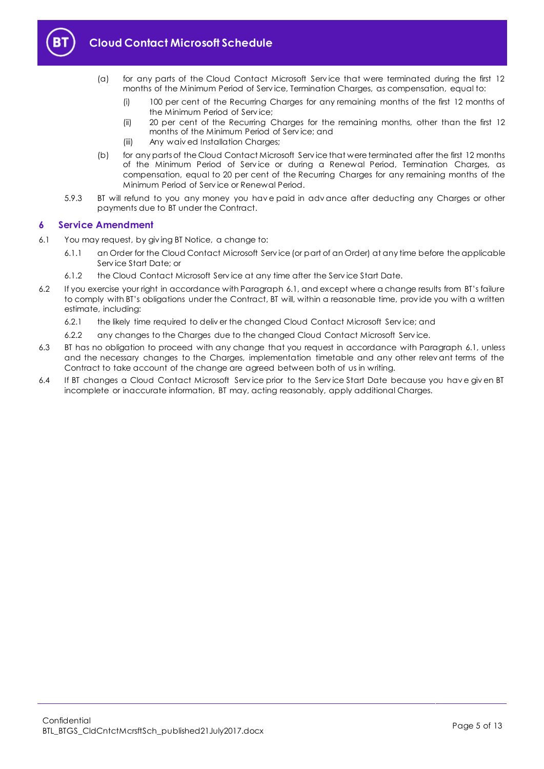(a) for any parts of the Cloud Contact Microsoft Service that were terminated during the first 12 months of the Minimum Period of Service, Termination Charges, as compensation, equal to:

(i) 100 per cent of the Recurring Charges for any remaining months of the first 12 months of the Minimum Period of Service;

(ii) 20 per cent of the Recurring Charges for the remaining months, other than the first 12 months of the Minimum Period of Service; and

(iii) Any waived Installation Charges;

(b) for any parts of the Cloud Contact Microsoft Service that were terminated after the first 12 months of the Minimum Period of Service or during a Renewal Period, Termination Charges, as compensation, equal to 20 per cent of the Recurring Charges for any remaining months of the Minimum Period of Service or Renewal Period.

5.9.3 BT will refund to you any money you have paid in advance after deducting any Charges or other payments due to BT under the Contract.

## 6 Service Amendment

6.1 You may request, by giving BT Notice, a change to:

6.1.1 an Order for the Cloud Contact Microsoft Service (or part of an Order) at any time before the applicable Service Start Date; or

6.1.2 the Cloud Contact Microsoft Service at any time after the Service Start Date.

6.2 If you exercise your right in accordance with Paragraph 6.1, and except where a change results from BT's failure to comply with BT's obligations under the Contract, BT will, within a reasonable time, provide you with a written estimate, including:

6.2.1 the likely time required to deliver the changed Cloud Contact Microsoft Service; and

6.2.2 any changes to the Charges due to the changed Cloud Contact Microsoft Service.

6.3 BT has no obligation to proceed with any change that you request in accordance with Paragraph 6.1, unless and the necessary changes to the Charges, implementation timetable and any other relevant terms of the Contract to take account of the change are agreed between both of us in writing.

6.4 If BT changes a Cloud Contact Microsoft Service prior to the Service Start Date because you have given BT incomplete or inaccurate information, BT may, acting reasonably, apply additional Charges.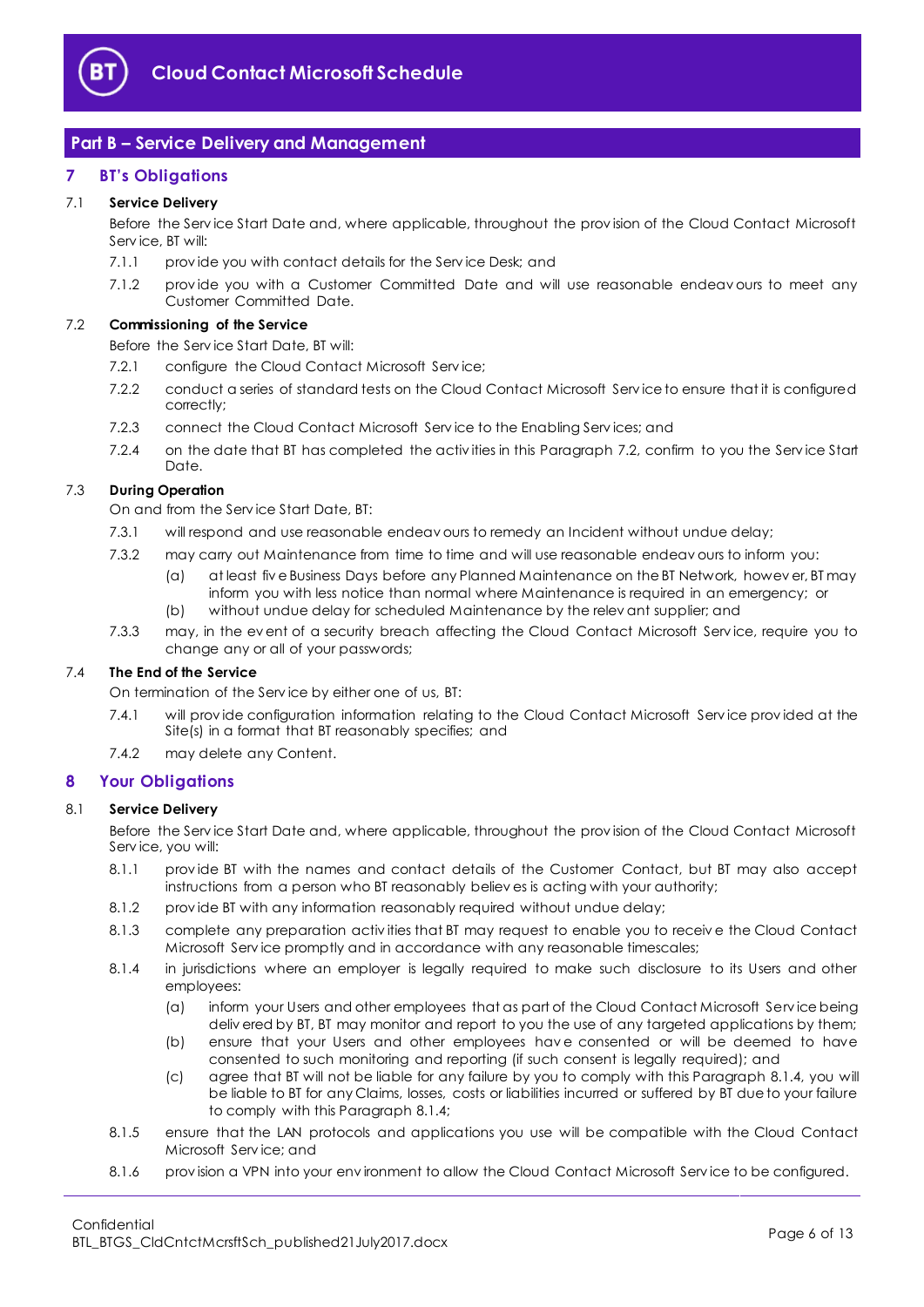## Part B – Service Delivery and Management

### 7 BT's Obligations

#### 7.1 Service Delivery

Before the Service Start Date and, where applicable, throughout the provision of the Cloud Contact Microsoft Service, BT will:

7.1.1 provide you with contact details for the Service Desk; and

7.1.2 provide you with a Customer Committed Date and will use reasonable endeavours to meet any Customer Committed Date.

#### 7.2 Commissioning of the Service

Before the Service Start Date, BT will:

7.2.1 configure the Cloud Contact Microsoft Service;

7.2.2 conduct a series of standard tests on the Cloud Contact Microsoft Service to ensure that it is configured correctly;

7.2.3 connect the Cloud Contact Microsoft Service to the Enabling Services; and

7.2.4 on the date that BT has completed the activities in this Paragraph 7.2, confirm to you the Service Start Date.

#### 7.3 During Operation

On and from the Service Start Date, BT:

7.3.1 will respond and use reasonable endeavours to remedy an Incident without undue delay;

7.3.2 may carry out Maintenance from time to time and will use reasonable endeavours to inform you:

(a) at least five Business Days before any Planned Maintenance on the BT Network, however, BT may inform you with less notice than normal where Maintenance is required in an emergency; or

(b) without undue delay for scheduled Maintenance by the relevant supplier; and

7.3.3 may, in the event of a security breach affecting the Cloud Contact Microsoft Service, require you to change any or all of your passwords;

#### 7.4 The End of the Service

On termination of the Service by either one of us, BT:

7.4.1 will provide configuration information relating to the Cloud Contact Microsoft Service provided at the Site(s) in a format that BT reasonably specifies; and

7.4.2 may delete any Content.

### 8 Your Obligations

#### 8.1 Service Delivery

Before the Service Start Date and, where applicable, throughout the provision of the Cloud Contact Microsoft Service, you will:

8.1.1 provide BT with the names and contact details of the Customer Contact, but BT may also accept instructions from a person who BT reasonably believes is acting with your authority;

8.1.2 provide BT with any information reasonably required without undue delay;

8.1.3 complete any preparation activities that BT may request to enable you to receive the Cloud Contact Microsoft Service promptly and in accordance with any reasonable timescales;

8.1.4 in jurisdictions where an employer is legally required to make such disclosure to its Users and other employees:

(a) inform your Users and other employees that as part of the Cloud Contact Microsoft Service being delivered by BT, BT may monitor and report to you the use of any targeted applications by them;

(b) ensure that your Users and other employees have consented or will be deemed to have consented to such monitoring and reporting (if such consent is legally required); and

(c) agree that BT will not be liable for any failure by you to comply with this Paragraph 8.1.4, you will be liable to BT for any Claims, losses, costs or liabilities incurred or suffered by BT due to your failure to comply with this Paragraph 8.1.4;

8.1.5 ensure that the LAN protocols and applications you use will be compatible with the Cloud Contact Microsoft Service; and

8.1.6 provision a VPN into your environment to allow the Cloud Contact Microsoft Service to be configured.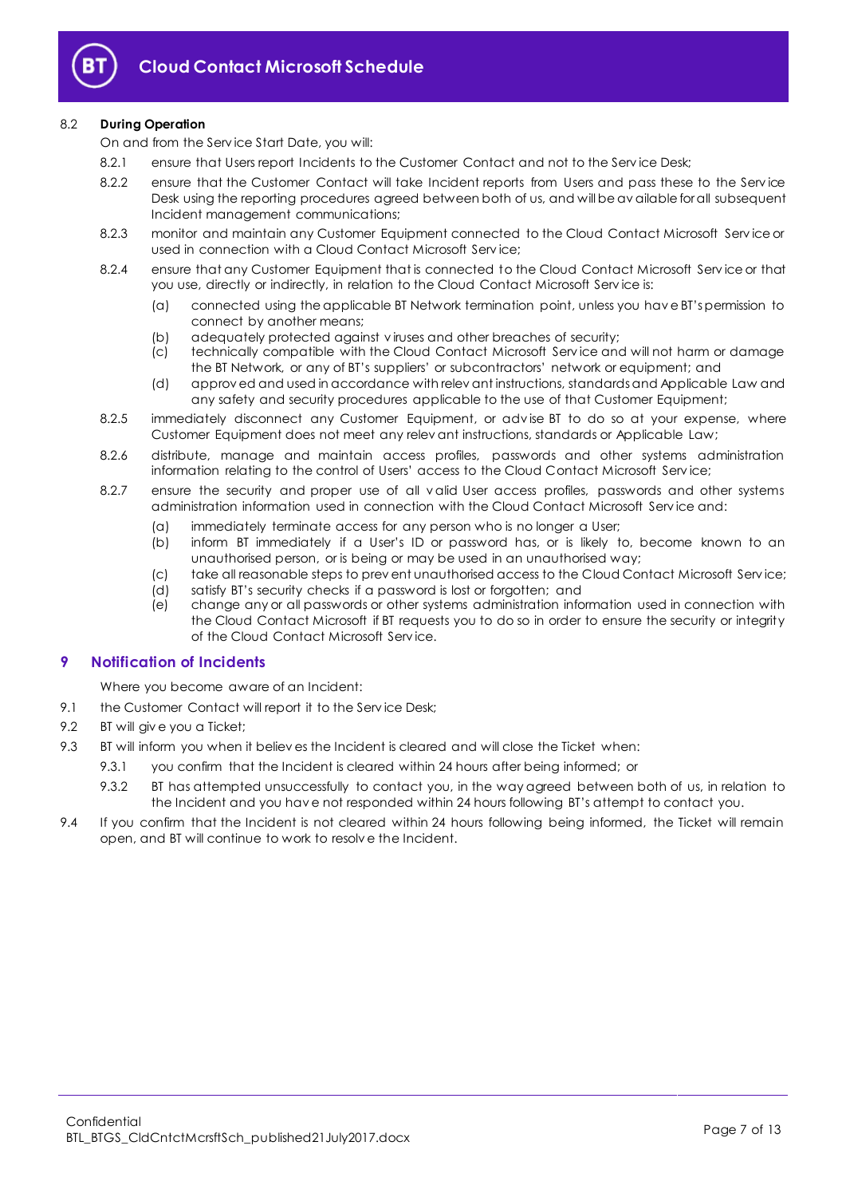8.2 **During Operation**

On and from the Service Start Date, you will:

8.2.1 ensure that Users report Incidents to the Customer Contact and not to the Service Desk;

8.2.2 ensure that the Customer Contact will take Incident reports from Users and pass these to the Service Desk using the reporting procedures agreed between both of us, and will be available for all subsequent Incident management communications;

8.2.3 monitor and maintain any Customer Equipment connected to the Cloud Contact Microsoft Service or used in connection with a Cloud Contact Microsoft Service;

8.2.4 ensure that any Customer Equipment that is connected to the Cloud Contact Microsoft Service or that you use, directly or indirectly, in relation to the Cloud Contact Microsoft Service is:

(a) connected using the applicable BT Network termination point, unless you have BT's permission to connect by another means;

(b) adequately protected against viruses and other breaches of security;

(c) technically compatible with the Cloud Contact Microsoft Service and will not harm or damage the BT Network, or any of BT's suppliers' or subcontractors' network or equipment; and

(d) approved and used in accordance with relevant instructions, standards and Applicable Law and any safety and security procedures applicable to the use of that Customer Equipment;

8.2.5 immediately disconnect any Customer Equipment, or advise BT to do so at your expense, where Customer Equipment does not meet any relevant instructions, standards or Applicable Law;

8.2.6 distribute, manage and maintain access profiles, passwords and other systems administration information relating to the control of Users' access to the Cloud Contact Microsoft Service;

8.2.7 ensure the security and proper use of all valid User access profiles, passwords and other systems administration information used in connection with the Cloud Contact Microsoft Service and:

(a) immediately terminate access for any person who is no longer a User;

(b) inform BT immediately if a User's ID or password has, or is likely to, become known to an unauthorised person, or is being or may be used in an unauthorised way;

(c) take all reasonable steps to prevent unauthorised access to the Cloud Contact Microsoft Service;

(d) satisfy BT's security checks if a password is lost or forgotten; and

(e) change any or all passwords or other systems administration information used in connection with the Cloud Contact Microsoft if BT requests you to do so in order to ensure the security or integrity of the Cloud Contact Microsoft Service.

## 9 Notification of Incidents

Where you become aware of an Incident:

9.1 the Customer Contact will report it to the Service Desk;

9.2 BT will give you a Ticket;

9.3 BT will inform you when it believes the Incident is cleared and will close the Ticket when:

9.3.1 you confirm that the Incident is cleared within 24 hours after being informed; or

9.3.2 BT has attempted unsuccessfully to contact you, in the way agreed between both of us, in relation to the Incident and you have not responded within 24 hours following BT's attempt to contact you.

9.4 If you confirm that the Incident is not cleared within 24 hours following being informed, the Ticket will remain open, and BT will continue to work to resolve the Incident.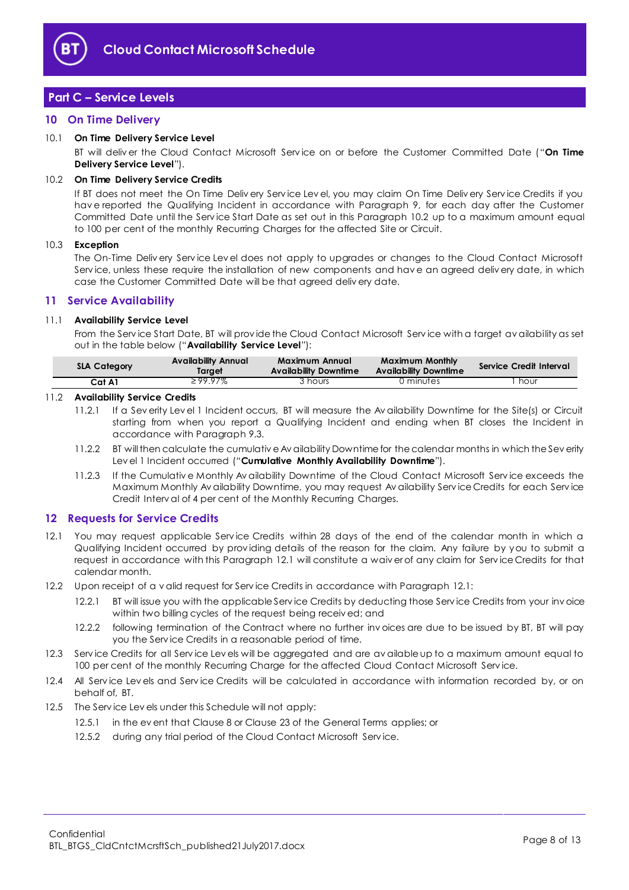## Part C – Service Levels

### 10 On Time Delivery

10.1 **On Time Delivery Service Level**

BT will deliver the Cloud Contact Microsoft Service on or before the Customer Committed Date ("**On Time Delivery Service Level**").

10.2 **On Time Delivery Service Credits**

If BT does not meet the On Time Delivery Service Level, you may claim On Time Delivery Service Credits if you have reported the Qualifying Incident in accordance with Paragraph 9, for each day after the Customer Committed Date until the Service Start Date as set out in this Paragraph 10.2 up to a maximum amount equal to 100 per cent of the monthly Recurring Charges for the affected Site or Circuit.

10.3 **Exception**

The On-Time Delivery Service Level does not apply to upgrades or changes to the Cloud Contact Microsoft Service, unless these require the installation of new components and have an agreed delivery date, in which case the Customer Committed Date will be that agreed delivery date.

### 11 Service Availability

11.1 **Availability Service Level**

From the Service Start Date, BT will provide the Cloud Contact Microsoft Service with a target availability as set out in the table below ("**Availability Service Level**"):

| SLA Category | Availability Annual Target | Maximum Annual Availability Downtime | Maximum Monthly Availability Downtime | Service Credit Interval |
|---|---|---|---|---|
| Cat A1 | ≥ 99.97% | 3 hours | 0 minutes | 1 hour |

11.2 **Availability Service Credits**

11.2.1 If a Severity Level 1 Incident occurs, BT will measure the Availability Downtime for the Site(s) or Circuit starting from when you report a Qualifying Incident and ending when BT closes the Incident in accordance with Paragraph 9.3.

11.2.2 BT will then calculate the cumulative Availability Downtime for the calendar months in which the Severity Level 1 Incident occurred ("**Cumulative Monthly Availability Downtime**").

11.2.3 If the Cumulative Monthly Availability Downtime of the Cloud Contact Microsoft Service exceeds the Maximum Monthly Availability Downtime, you may request Availability Service Credits for each Service Credit Interval of 4 per cent of the Monthly Recurring Charges.

### 12 Requests for Service Credits

12.1 You may request applicable Service Credits within 28 days of the end of the calendar month in which a Qualifying Incident occurred by providing details of the reason for the claim. Any failure by you to submit a request in accordance with this Paragraph 12.1 will constitute a waiver of any claim for Service Credits for that calendar month.

12.2 Upon receipt of a valid request for Service Credits in accordance with Paragraph 12.1:

12.2.1 BT will issue you with the applicable Service Credits by deducting those Service Credits from your invoice within two billing cycles of the request being received; and

12.2.2 following termination of the Contract where no further invoices are due to be issued by BT, BT will pay you the Service Credits in a reasonable period of time.

12.3 Service Credits for all Service Levels will be aggregated and are available up to a maximum amount equal to 100 per cent of the monthly Recurring Charge for the affected Cloud Contact Microsoft Service.

12.4 All Service Levels and Service Credits will be calculated in accordance with information recorded by, or on behalf of, BT.

12.5 The Service Levels under this Schedule will not apply:

12.5.1 in the event that Clause 8 or Clause 23 of the General Terms applies; or

12.5.2 during any trial period of the Cloud Contact Microsoft Service.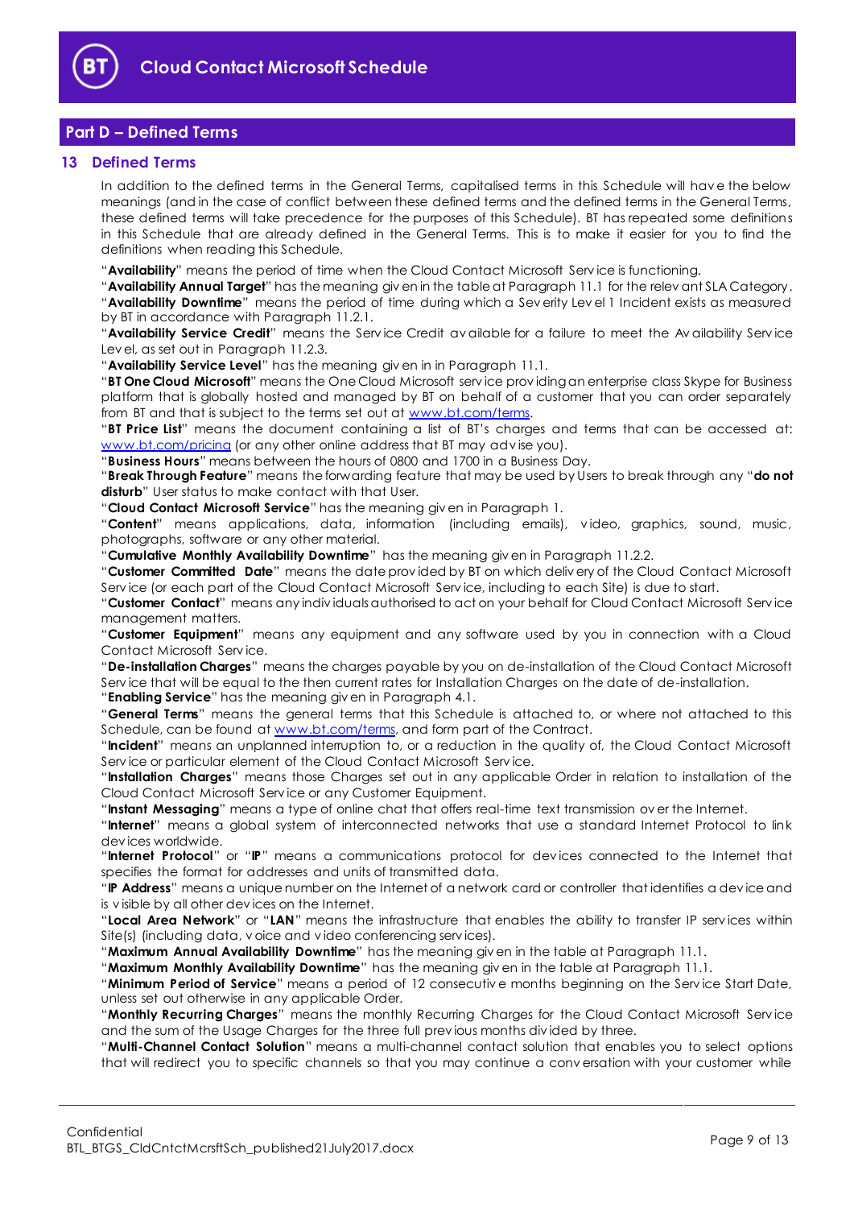## Part D – Defined Terms

### 13 Defined Terms

In addition to the defined terms in the General Terms, capitalised terms in this Schedule will have the below meanings (and in the case of conflict between these defined terms and the defined terms in the General Terms, these defined terms will take precedence for the purposes of this Schedule). BT has repeated some definitions in this Schedule that are already defined in the General Terms. This is to make it easier for you to find the definitions when reading this Schedule.

"**Availability**" means the period of time when the Cloud Contact Microsoft Service is functioning.

"**Availability Annual Target**" has the meaning given in the table at Paragraph 11.1 for the relevant SLA Category.

"**Availability Downtime**" means the period of time during which a Severity Level 1 Incident exists as measured by BT in accordance with Paragraph 11.2.1.

"**Availability Service Credit**" means the Service Credit available for a failure to meet the Availability Service Level, as set out in Paragraph 11.2.3.

"**Availability Service Level**" has the meaning given in in Paragraph 11.1.

"**BT One Cloud Microsoft**" means the One Cloud Microsoft service providing an enterprise class Skype for Business platform that is globally hosted and managed by BT on behalf of a customer that you can order separately from BT and that is subject to the terms set out at www.bt.com/terms.

"**BT Price List**" means the document containing a list of BT's charges and terms that can be accessed at: www.bt.com/pricing (or any other online address that BT may advise you).

"**Business Hours**" means between the hours of 0800 and 1700 in a Business Day.

"**Break Through Feature**" means the forwarding feature that may be used by Users to break through any "**do not disturb**" User status to make contact with that User.

"**Cloud Contact Microsoft Service**" has the meaning given in Paragraph 1.

"**Content**" means applications, data, information (including emails), video, graphics, sound, music, photographs, software or any other material.

"**Cumulative Monthly Availability Downtime**" has the meaning given in Paragraph 11.2.2.

"**Customer Committed Date**" means the date provided by BT on which delivery of the Cloud Contact Microsoft Service (or each part of the Cloud Contact Microsoft Service, including to each Site) is due to start.

"**Customer Contact**" means any individuals authorised to act on your behalf for Cloud Contact Microsoft Service management matters.

"**Customer Equipment**" means any equipment and any software used by you in connection with a Cloud Contact Microsoft Service.

"**De-installation Charges**" means the charges payable by you on de-installation of the Cloud Contact Microsoft Service that will be equal to the then current rates for Installation Charges on the date of de-installation.

"**Enabling Service**" has the meaning given in Paragraph 4.1.

"**General Terms**" means the general terms that this Schedule is attached to, or where not attached to this Schedule, can be found at www.bt.com/terms, and form part of the Contract.

"**Incident**" means an unplanned interruption to, or a reduction in the quality of, the Cloud Contact Microsoft Service or particular element of the Cloud Contact Microsoft Service.

"**Installation Charges**" means those Charges set out in any applicable Order in relation to installation of the Cloud Contact Microsoft Service or any Customer Equipment.

"**Instant Messaging**" means a type of online chat that offers real-time text transmission over the Internet.

"**Internet**" means a global system of interconnected networks that use a standard Internet Protocol to link devices worldwide.

"**Internet Protocol**" or "**IP**" means a communications protocol for devices connected to the Internet that specifies the format for addresses and units of transmitted data.

"**IP Address**" means a unique number on the Internet of a network card or controller that identifies a device and is visible by all other devices on the Internet.

"**Local Area Network**" or "**LAN**" means the infrastructure that enables the ability to transfer IP services within Site(s) (including data, voice and video conferencing services).

"**Maximum Annual Availability Downtime**" has the meaning given in the table at Paragraph 11.1.

"**Maximum Monthly Availability Downtime**" has the meaning given in the table at Paragraph 11.1.

"**Minimum Period of Service**" means a period of 12 consecutive months beginning on the Service Start Date, unless set out otherwise in any applicable Order.

"**Monthly Recurring Charges**" means the monthly Recurring Charges for the Cloud Contact Microsoft Service and the sum of the Usage Charges for the three full previous months divided by three.

"**Multi-Channel Contact Solution**" means a multi-channel contact solution that enables you to select options that will redirect you to specific channels so that you may continue a conversation with your customer while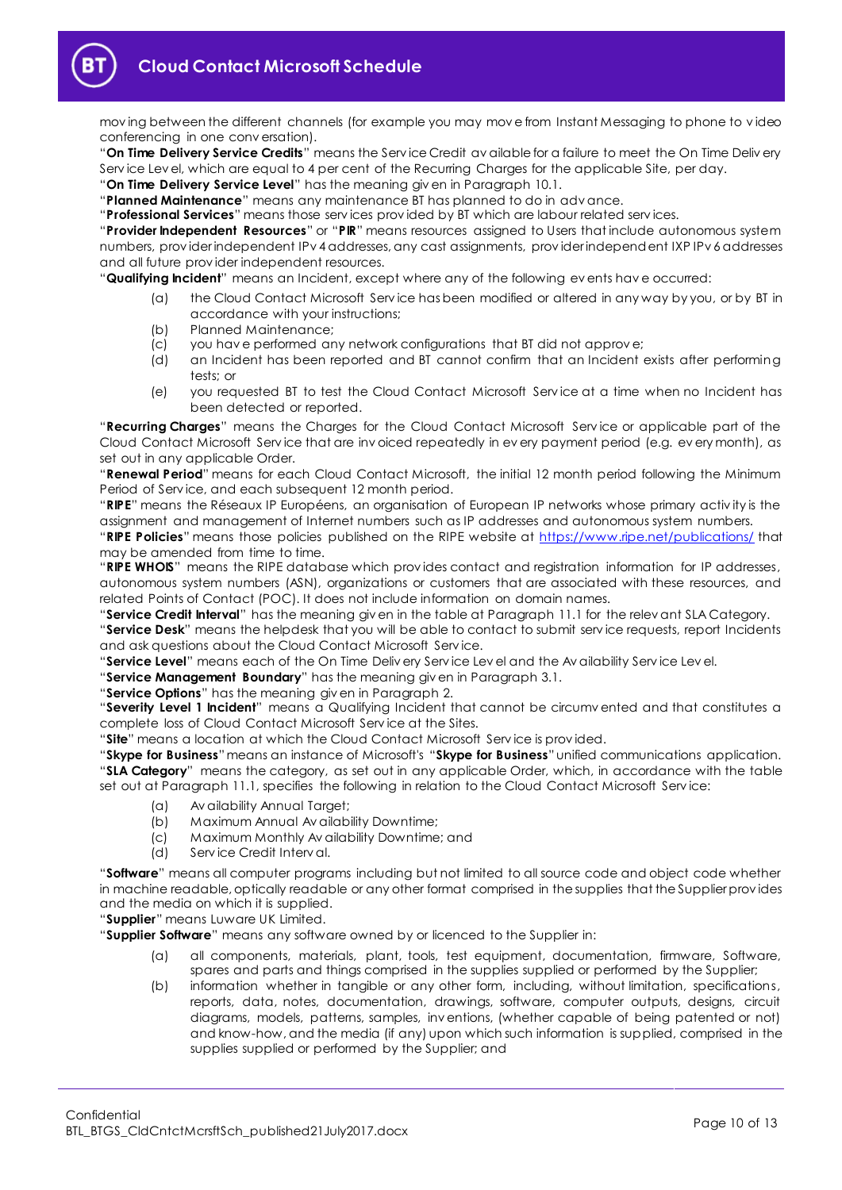moving between the different channels (for example you may move from Instant Messaging to phone to video conferencing in one conversation).

"**On Time Delivery Service Credits**" means the Service Credit available for a failure to meet the On Time Delivery Service Level, which are equal to 4 per cent of the Recurring Charges for the applicable Site, per day.

"**On Time Delivery Service Level**" has the meaning given in Paragraph 10.1.

"**Planned Maintenance**" means any maintenance BT has planned to do in advance.

"**Professional Services**" means those services provided by BT which are labour related services.

"**Provider Independent Resources**" or "**PIR**" means resources assigned to Users that include autonomous system numbers, provider independent IPv4 addresses, any cast assignments, provider independent IXP IPv6 addresses and all future provider independent resources.

"**Qualifying Incident**" means an Incident, except where any of the following events have occurred:

(a) the Cloud Contact Microsoft Service has been modified or altered in any way by you, or by BT in accordance with your instructions;

(b) Planned Maintenance;

(c) you have performed any network configurations that BT did not approve;

(d) an Incident has been reported and BT cannot confirm that an Incident exists after performing tests; or

(e) you requested BT to test the Cloud Contact Microsoft Service at a time when no Incident has been detected or reported.

"**Recurring Charges**" means the Charges for the Cloud Contact Microsoft Service or applicable part of the Cloud Contact Microsoft Service that are invoiced repeatedly in every payment period (e.g. every month), as set out in any applicable Order.

"**Renewal Period**" means for each Cloud Contact Microsoft, the initial 12 month period following the Minimum Period of Service, and each subsequent 12 month period.

"**RIPE**" means the Réseaux IP Européens, an organisation of European IP networks whose primary activity is the assignment and management of Internet numbers such as IP addresses and autonomous system numbers.

"**RIPE Policies**" means those policies published on the RIPE website at https://www.ripe.net/publications/ that may be amended from time to time.

"**RIPE WHOIS**" means the RIPE database which provides contact and registration information for IP addresses, autonomous system numbers (ASN), organizations or customers that are associated with these resources, and related Points of Contact (POC). It does not include information on domain names.

"**Service Credit Interval**" has the meaning given in the table at Paragraph 11.1 for the relevant SLA Category.

"**Service Desk**" means the helpdesk that you will be able to contact to submit service requests, report Incidents and ask questions about the Cloud Contact Microsoft Service.

"**Service Level**" means each of the On Time Delivery Service Level and the Availability Service Level.

"**Service Management Boundary**" has the meaning given in Paragraph 3.1.

"**Service Options**" has the meaning given in Paragraph 2.

"**Severity Level 1 Incident**" means a Qualifying Incident that cannot be circumvented and that constitutes a complete loss of Cloud Contact Microsoft Service at the Sites.

"**Site**" means a location at which the Cloud Contact Microsoft Service is provided.

"**Skype for Business**" means an instance of Microsoft's "**Skype for Business**" unified communications application.

"**SLA Category**" means the category, as set out in any applicable Order, which, in accordance with the table set out at Paragraph 11.1, specifies the following in relation to the Cloud Contact Microsoft Service:

(a) Availability Annual Target;

(b) Maximum Annual Availability Downtime;

(c) Maximum Monthly Availability Downtime; and

(d) Service Credit Interval.

"**Software**" means all computer programs including but not limited to all source code and object code whether in machine readable, optically readable or any other format comprised in the supplies that the Supplier provides and the media on which it is supplied.

"**Supplier**" means Luware UK Limited.

"**Supplier Software**" means any software owned by or licenced to the Supplier in:

(a) all components, materials, plant, tools, test equipment, documentation, firmware, Software, spares and parts and things comprised in the supplies supplied or performed by the Supplier;

(b) information whether in tangible or any other form, including, without limitation, specifications, reports, data, notes, documentation, drawings, software, computer outputs, designs, circuit diagrams, models, patterns, samples, inventions, (whether capable of being patented or not) and know-how, and the media (if any) upon which such information is supplied, comprised in the supplies supplied or performed by the Supplier; and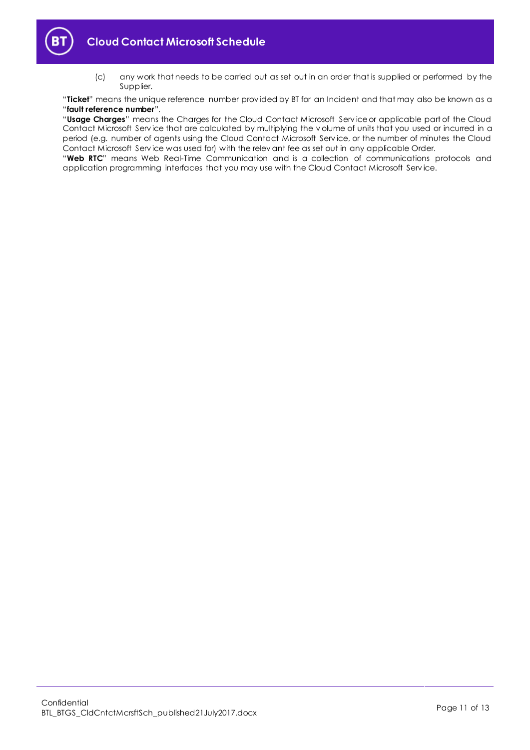(c) any work that needs to be carried out as set out in an order that is supplied or performed by the Supplier.

"**Ticket**" means the unique reference number provided by BT for an Incident and that may also be known as a "**fault reference number**".

"**Usage Charges**" means the Charges for the Cloud Contact Microsoft Service or applicable part of the Cloud Contact Microsoft Service that are calculated by multiplying the volume of units that you used or incurred in a period (e.g. number of agents using the Cloud Contact Microsoft Service, or the number of minutes the Cloud Contact Microsoft Service was used for) with the relevant fee as set out in any applicable Order.

"**Web RTC**" means Web Real-Time Communication and is a collection of communications protocols and application programming interfaces that you may use with the Cloud Contact Microsoft Service.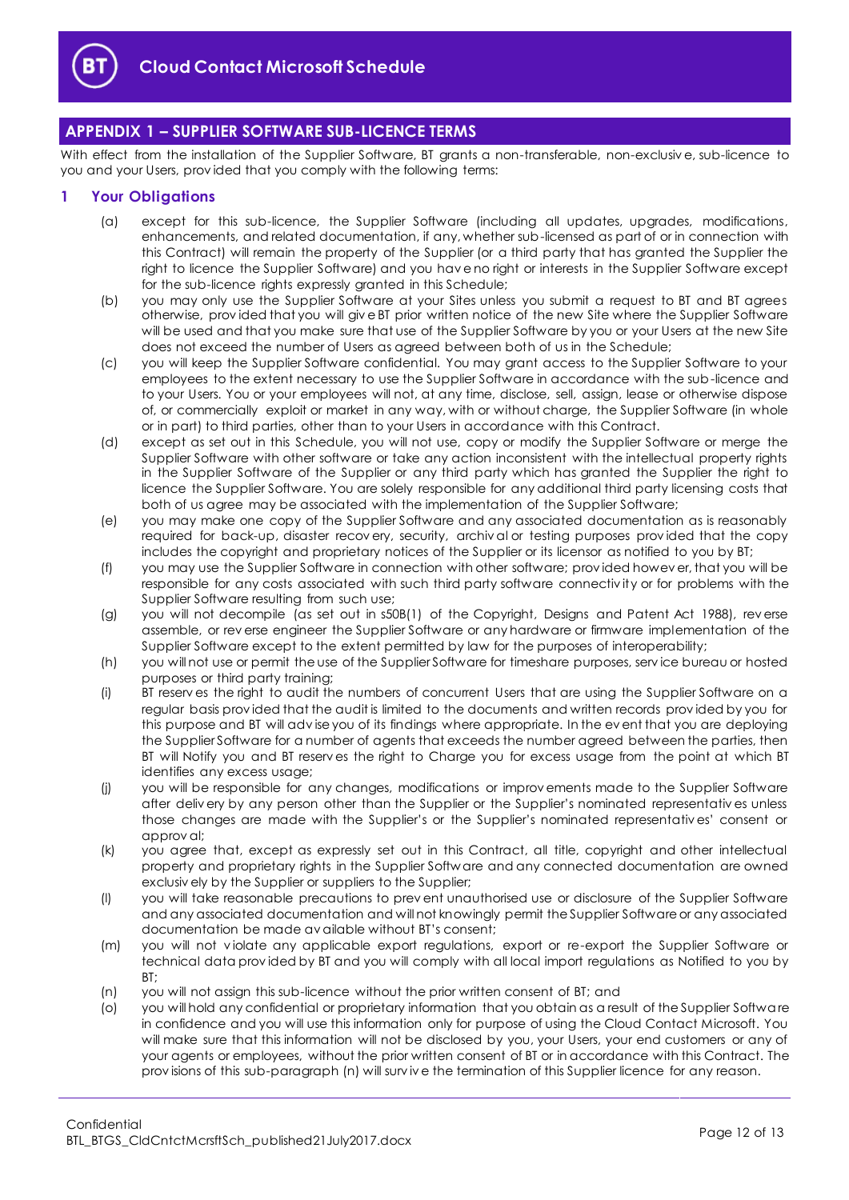## APPENDIX 1 – SUPPLIER SOFTWARE SUB-LICENCE TERMS

With effect from the installation of the Supplier Software, BT grants a non-transferable, non-exclusive, sub-licence to you and your Users, provided that you comply with the following terms:

### 1 Your Obligations

(a) except for this sub-licence, the Supplier Software (including all updates, upgrades, modifications, enhancements, and related documentation, if any, whether sub-licensed as part of or in connection with this Contract) will remain the property of the Supplier (or a third party that has granted the Supplier the right to licence the Supplier Software) and you have no right or interests in the Supplier Software except for the sub-licence rights expressly granted in this Schedule;

(b) you may only use the Supplier Software at your Sites unless you submit a request to BT and BT agrees otherwise, provided that you will give BT prior written notice of the new Site where the Supplier Software will be used and that you make sure that use of the Supplier Software by you or your Users at the new Site does not exceed the number of Users as agreed between both of us in the Schedule;

(c) you will keep the Supplier Software confidential. You may grant access to the Supplier Software to your employees to the extent necessary to use the Supplier Software in accordance with the sub-licence and to your Users. You or your employees will not, at any time, disclose, sell, assign, lease or otherwise dispose of, or commercially exploit or market in any way, with or without charge, the Supplier Software (in whole or in part) to third parties, other than to your Users in accordance with this Contract.

(d) except as set out in this Schedule, you will not use, copy or modify the Supplier Software or merge the Supplier Software with other software or take any action inconsistent with the intellectual property rights in the Supplier Software of the Supplier or any third party which has granted the Supplier the right to licence the Supplier Software. You are solely responsible for any additional third party licensing costs that both of us agree may be associated with the implementation of the Supplier Software;

(e) you may make one copy of the Supplier Software and any associated documentation as is reasonably required for back-up, disaster recovery, security, archival or testing purposes provided that the copy includes the copyright and proprietary notices of the Supplier or its licensor as notified to you by BT;

(f) you may use the Supplier Software in connection with other software; provided however, that you will be responsible for any costs associated with such third party software connectivity or for problems with the Supplier Software resulting from such use;

(g) you will not decompile (as set out in s50B(1) of the Copyright, Designs and Patent Act 1988), reverse assemble, or reverse engineer the Supplier Software or any hardware or firmware implementation of the Supplier Software except to the extent permitted by law for the purposes of interoperability;

(h) you will not use or permit the use of the Supplier Software for timeshare purposes, service bureau or hosted purposes or third party training;

(i) BT reserves the right to audit the numbers of concurrent Users that are using the Supplier Software on a regular basis provided that the audit is limited to the documents and written records provided by you for this purpose and BT will advise you of its findings where appropriate. In the event that you are deploying the Supplier Software for a number of agents that exceeds the number agreed between the parties, then BT will Notify you and BT reserves the right to Charge you for excess usage from the point at which BT identifies any excess usage;

(j) you will be responsible for any changes, modifications or improvements made to the Supplier Software after delivery by any person other than the Supplier or the Supplier's nominated representatives unless those changes are made with the Supplier's or the Supplier's nominated representatives' consent or approval;

(k) you agree that, except as expressly set out in this Contract, all title, copyright and other intellectual property and proprietary rights in the Supplier Software and any connected documentation are owned exclusively by the Supplier or suppliers to the Supplier;

(l) you will take reasonable precautions to prevent unauthorised use or disclosure of the Supplier Software and any associated documentation and will not knowingly permit the Supplier Software or any associated documentation be made available without BT's consent;

(m) you will not violate any applicable export regulations, export or re-export the Supplier Software or technical data provided by BT and you will comply with all local import regulations as Notified to you by BT;

(n) you will not assign this sub-licence without the prior written consent of BT; and

(o) you will hold any confidential or proprietary information that you obtain as a result of the Supplier Software in confidence and you will use this information only for purpose of using the Cloud Contact Microsoft. You will make sure that this information will not be disclosed by you, your Users, your end customers or any of your agents or employees, without the prior written consent of BT or in accordance with this Contract. The provisions of this sub-paragraph (n) will survive the termination of this Supplier licence for any reason.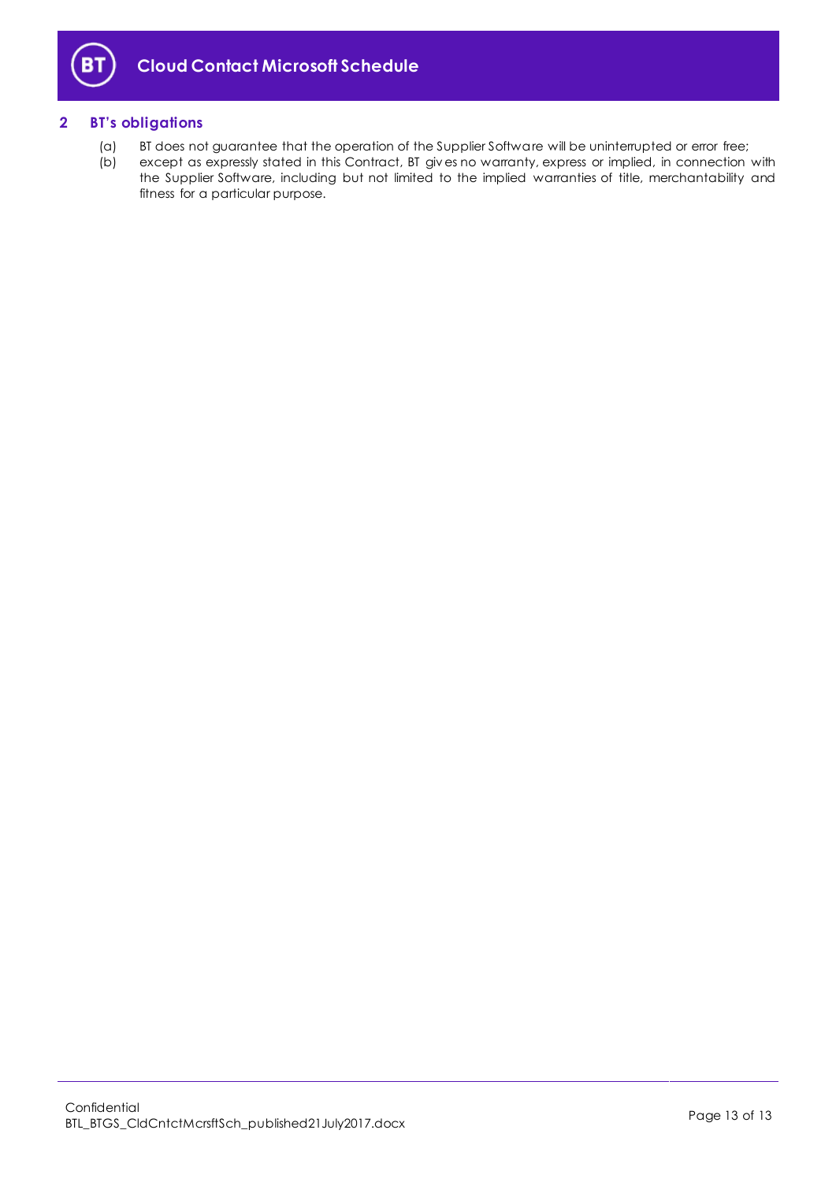## 2 BT's obligations

(a) BT does not guarantee that the operation of the Supplier Software will be uninterrupted or error free;

(b) except as expressly stated in this Contract, BT gives no warranty, express or implied, in connection with the Supplier Software, including but not limited to the implied warranties of title, merchantability and fitness for a particular purpose.